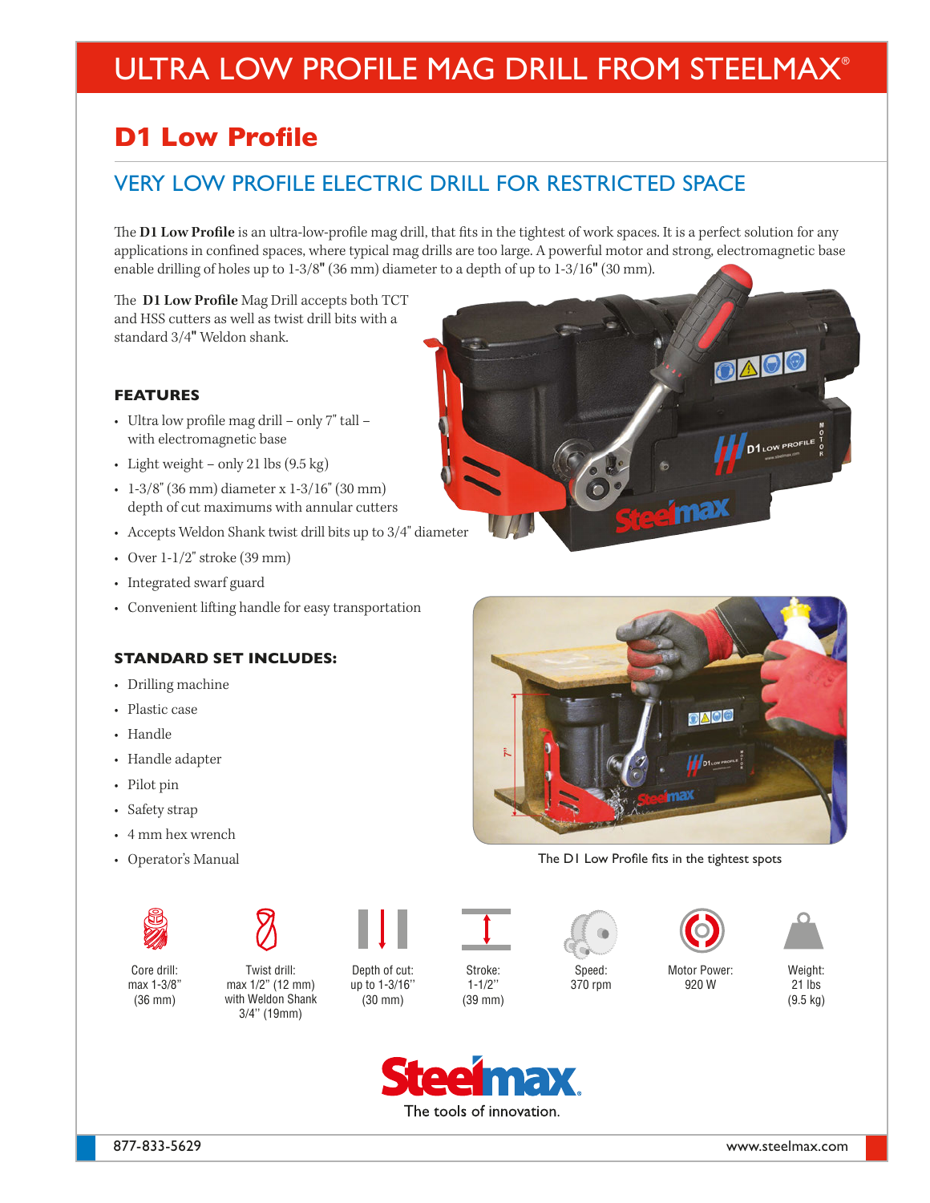# ULTRA LOW PROFILE MAG DRILL FROM STEELMAX®

## D1 Low Profile

### VERY LOW PROFILE ELECTRIC DRILL FOR RESTRICTED SPACE

The **D1 Low Profile** is an ultra-low-profile mag drill, that fits in the tightest of work spaces. It is a perfect solution for any applications in confined spaces, where typical mag drills are too large. A powerful motor and strong, electromagnetic base enable drilling of holes up to 1-3/8" (36 mm) diameter to a depth of up to 1-3/16" (30 mm).

The **D1 Low Profile** Mag Drill accepts both TCT and HSS cutters as well as twist drill bits with a standard 3/4" Weldon shank.

#### FEATURES

- Ultra low profile mag drill – only 7" tall – with electromagnetic base
- Light weight – only 21 lbs (9.5 kg)
- 1-3/8" (36 mm) diameter x 1-3/16" (30 mm) depth of cut maximums with annular cutters
- Accepts Weldon Shank twist drill bits up to 3/4" diameter
- Over 1-1/2" stroke (39 mm)
- Integrated swarf guard
- Convenient lifting handle for easy transportation

#### STANDARD SET INCLUDES:

- Drilling machine
- Plastic case
- Handle
- Handle adapter
- Pilot pin
- Safety strap
- 4 mm hex wrench
- Operator's Manual

The D1 Low Profile fits in the tightest spots

| Core drill: | Twist drill: | Depth of cut: | Stroke: | Speed: | Motor Power: | Weight: |
|---|---|---|---|---|---|---|
| max 1-3/8" (36 mm) | max 1/2" (12 mm) with Weldon Shank 3/4" (19mm) | up to 1-3/16" (30 mm) | 1-1/2" (39 mm) | 370 rpm | 920 W | 21 lbs (9.5 kg) |

Steelmax
The tools of innovation.

877-833-5629 www.steelmax.com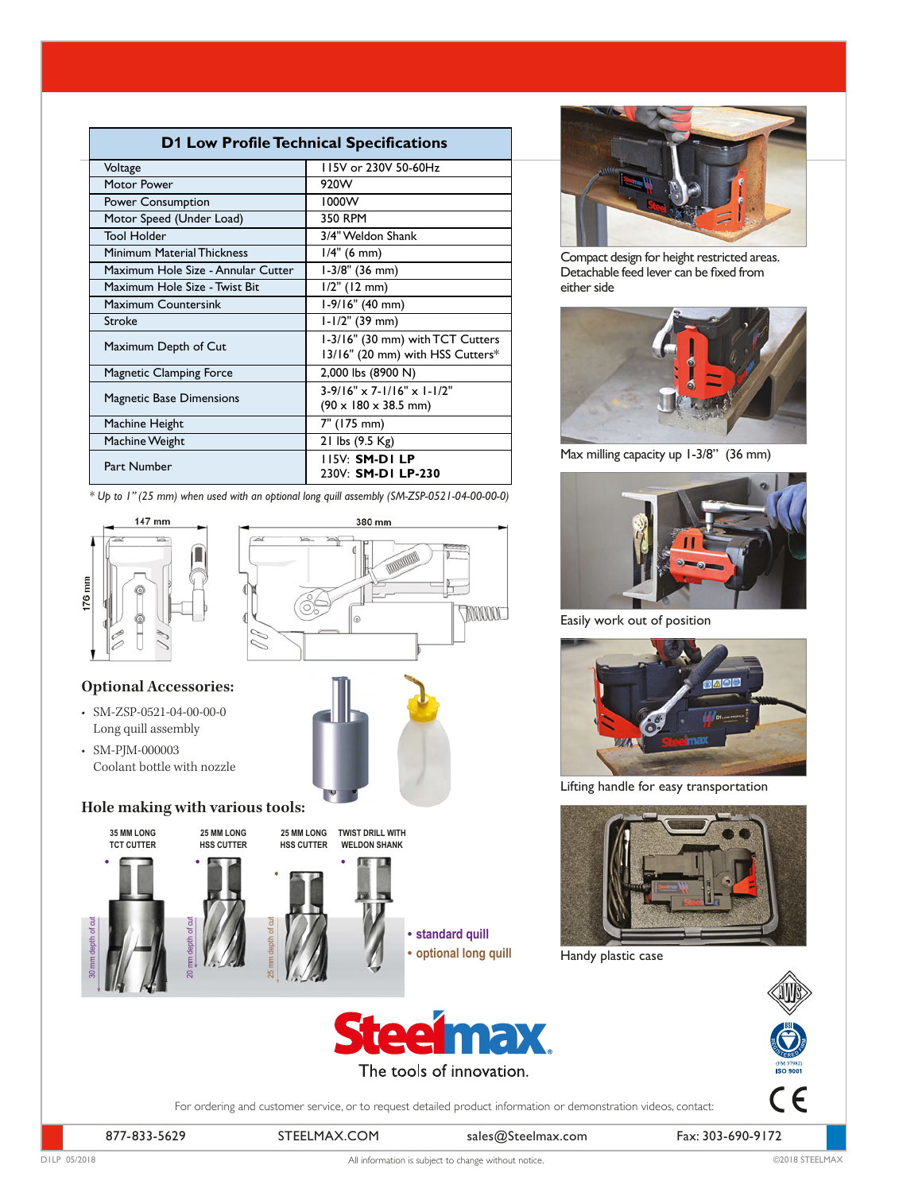## D1 Low Profile Technical Specifications

| | |
|---|---|
| Voltage | 115V or 230V 50-60Hz |
| Motor Power | 920W |
| Power Consumption | 1000W |
| Motor Speed (Under Load) | 350 RPM |
| Tool Holder | 3/4" Weldon Shank |
| Minimum Material Thickness | 1/4" (6 mm) |
| Maximum Hole Size - Annular Cutter | 1-3/8" (36 mm) |
| Maximum Hole Size - Twist Bit | 1/2" (12 mm) |
| Maximum Countersink | 1-9/16" (40 mm) |
| Stroke | 1-1/2" (39 mm) |
| Maximum Depth of Cut | 1-3/16" (30 mm) with TCT Cutters<br>13/16" (20 mm) with HSS Cutters* |
| Magnetic Clamping Force | 2,000 lbs (8900 N) |
| Magnetic Base Dimensions | 3-9/16" x 7-1/16" x 1-1/2"<br>(90 x 180 x 38.5 mm) |
| Machine Height | 7" (175 mm) |
| Machine Weight | 21 lbs (9.5 Kg) |
| Part Number | 115V: **SM-D1 LP**<br>230V: **SM-D1 LP-230** |

*\* Up to 1" (25 mm) when used with an optional long quill assembly (SM-ZSP-0521-04-00-00-0)*

147 mm

380 mm

176 mm

Compact design for height restricted areas. Detachable feed lever can be fixed from either side

Max milling capacity up 1-3/8" (36 mm)

Easily work out of position

Lifting handle for easy transportation

Handy plastic case

## Optional Accessories:

- SM-ZSP-0521-04-00-00-0
  Long quill assembly
- SM-PJM-000003
  Coolant bottle with nozzle

## Hole making with various tools:

35 MM LONG TCT CUTTER

25 MM LONG HSS CUTTER

25 MM LONG HSS CUTTER

TWIST DRILL WITH WELDON SHANK

30 mm depth of cut

20 mm depth of cut

25 mm depth of cut

- standard quill
- optional long quill

**Steelmax**

The tools of innovation.

ISO 9001

For ordering and customer service, or to request detailed product information or demonstration videos, contact:

877-833-5629 | STEELMAX.COM | sales@Steelmax.com | Fax: 303-690-9172

D1LP 05/2018

All information is subject to change without notice.

©2018 STEELMAX